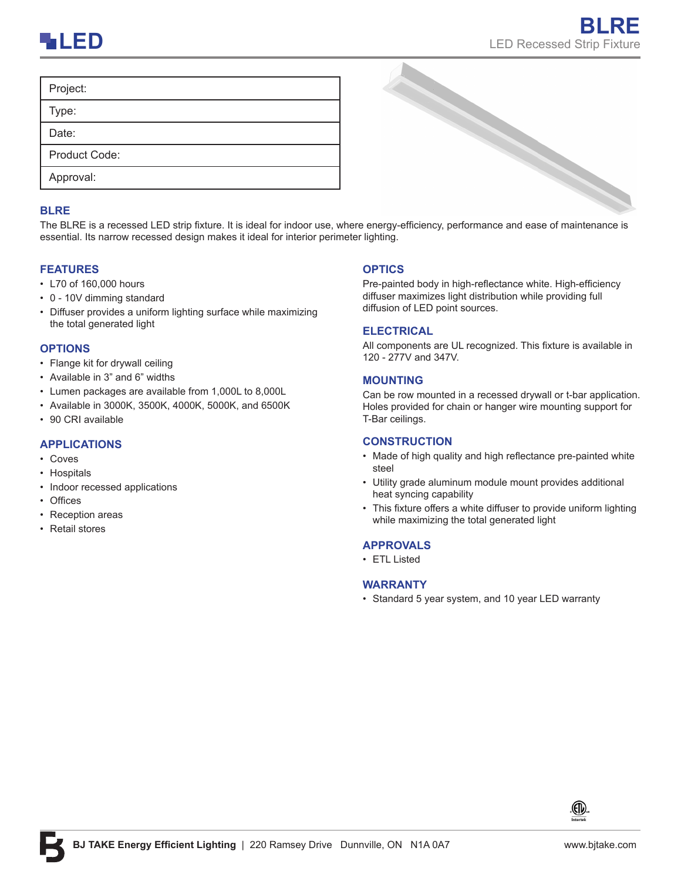# BLRE

LED Recessed Strip Fixture

| Project: |
| --- |
| Type: |
| Date: |
| Product Code: |
| Approval: |

## BLRE

The BLRE is a recessed LED strip fixture. It is ideal for indoor use, where energy-efficiency, performance and ease of maintenance is essential. Its narrow recessed design makes it ideal for interior perimeter lighting.

## FEATURES

- L70 of 160,000 hours
- 0 - 10V dimming standard
- Diffuser provides a uniform lighting surface while maximizing the total generated light

## OPTIONS

- Flange kit for drywall ceiling
- Available in 3” and 6” widths
- Lumen packages are available from 1,000L to 8,000L
- Available in 3000K, 3500K, 4000K, 5000K, and 6500K
- 90 CRI available

## APPLICATIONS

- Coves
- Hospitals
- Indoor recessed applications
- Offices
- Reception areas
- Retail stores

## OPTICS

Pre-painted body in high-reflectance white. High-efficiency diffuser maximizes light distribution while providing full diffusion of LED point sources.

## ELECTRICAL

All components are UL recognized. This fixture is available in 120 - 277V and 347V.

## MOUNTING

Can be row mounted in a recessed drywall or t-bar application. Holes provided for chain or hanger wire mounting support for T-Bar ceilings.

## CONSTRUCTION

- Made of high quality and high reflectance pre-painted white steel
- Utility grade aluminum module mount provides additional heat syncing capability
- This fixture offers a white diffuser to provide uniform lighting while maximizing the total generated light

## APPROVALS

- ETL Listed

## WARRANTY

- Standard 5 year system, and 10 year LED warranty

**BJ TAKE Energy Efficient Lighting** | 220 Ramsey Drive Dunnville, ON N1A 0A7 www.bjtake.com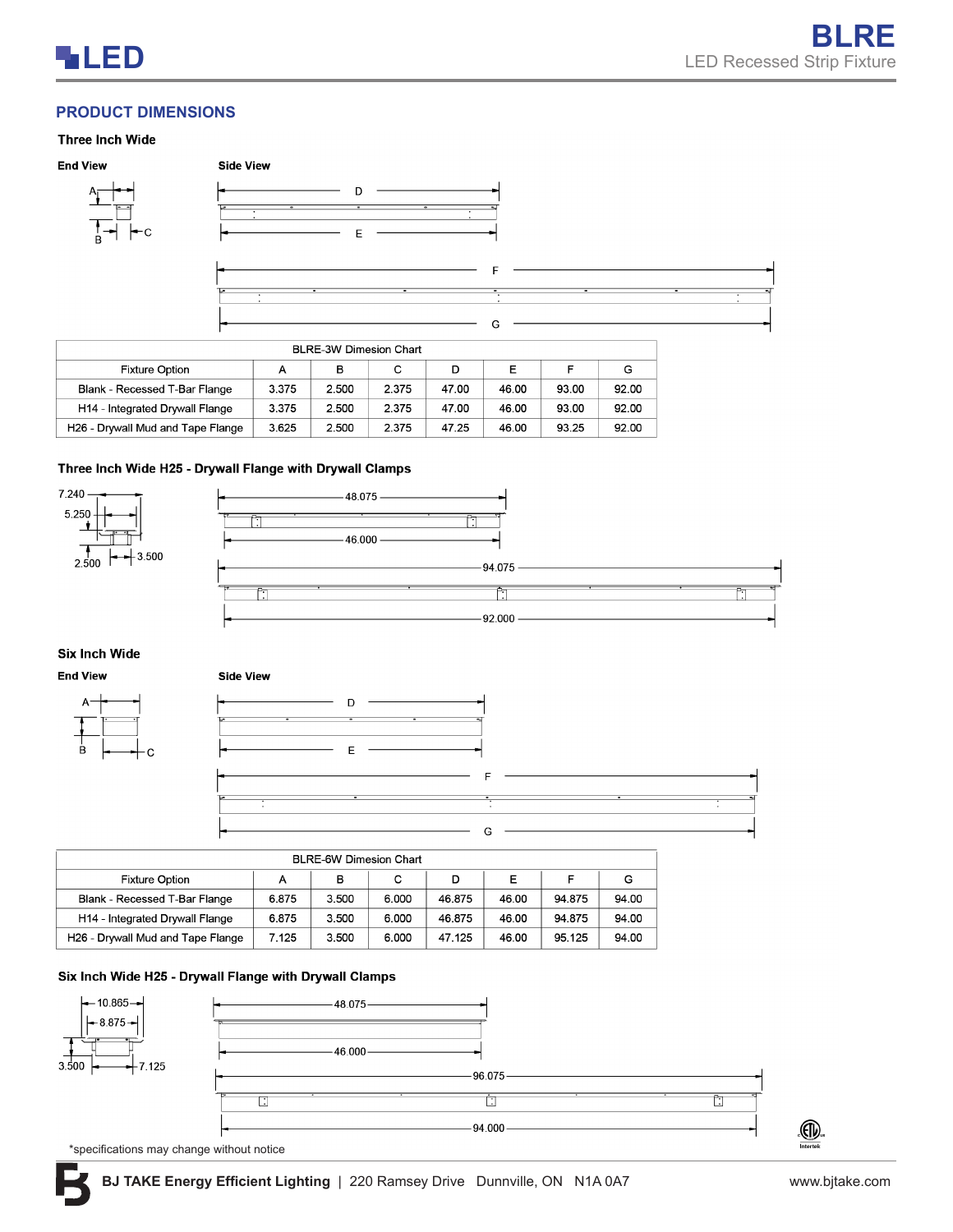## PRODUCT DIMENSIONS

### Three Inch Wide

**End View**

**Side View**

| BLRE-3W Dimesion Chart | | | | | | | |
|---|---|---|---|---|---|---|---|
| Fixture Option | A | B | C | D | E | F | G |
| Blank - Recessed T-Bar Flange | 3.375 | 2.500 | 2.375 | 47.00 | 46.00 | 93.00 | 92.00 |
| H14 - Integrated Drywall Flange | 3.375 | 2.500 | 2.375 | 47.00 | 46.00 | 93.00 | 92.00 |
| H26 - Drywall Mud and Tape Flange | 3.625 | 2.500 | 2.375 | 47.25 | 46.00 | 93.25 | 92.00 |

### Three Inch Wide H25 - Drywall Flange with Drywall Clamps

7.240, 5.250, 2.500, 3.500

48.075, 46.000, 94.075, 92.000

### Six Inch Wide

**End View**

**Side View**

| BLRE-6W Dimesion Chart | | | | | | | |
|---|---|---|---|---|---|---|---|
| Fixture Option | A | B | C | D | E | F | G |
| Blank - Recessed T-Bar Flange | 6.875 | 3.500 | 6.000 | 46.875 | 46.00 | 94.875 | 94.00 |
| H14 - Integrated Drywall Flange | 6.875 | 3.500 | 6.000 | 46.875 | 46.00 | 94.875 | 94.00 |
| H26 - Drywall Mud and Tape Flange | 7.125 | 3.500 | 6.000 | 47.125 | 46.00 | 95.125 | 94.00 |

### Six Inch Wide H25 - Drywall Flange with Drywall Clamps

10.865, 8.875, 3.500, 7.125

48.075, 46.000, 96.075, 94.000

*specifications may change without notice

**BJ TAKE Energy Efficient Lighting** | 220 Ramsey Drive Dunnville, ON N1A 0A7 www.bjtake.com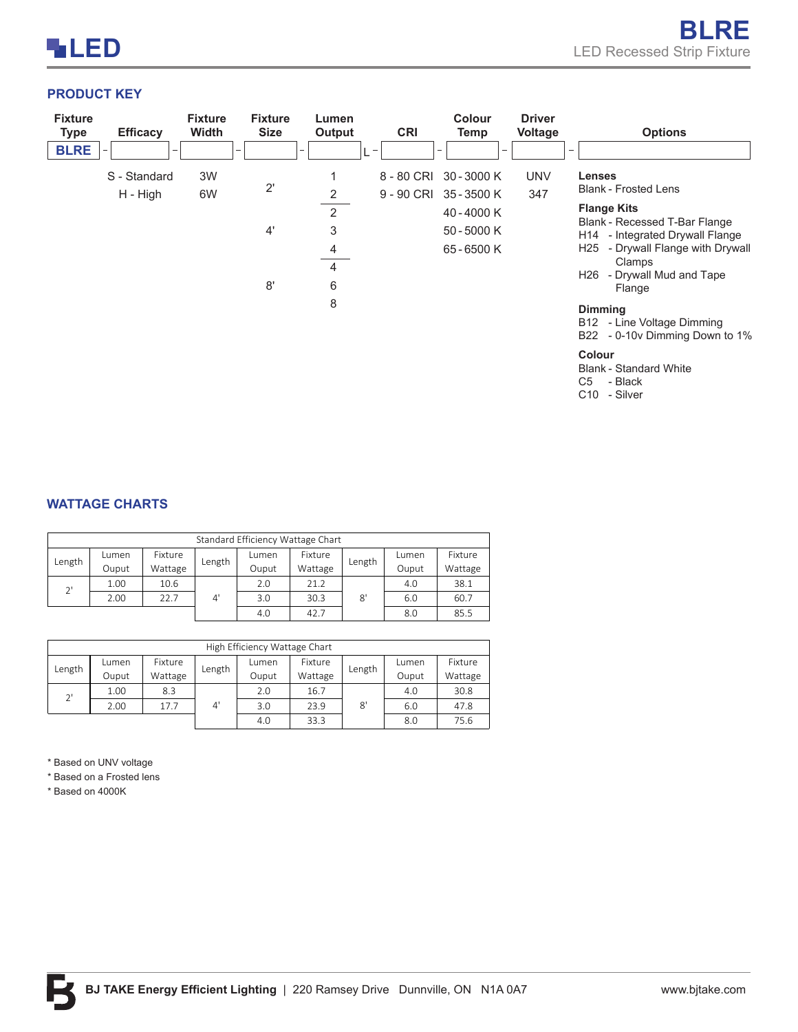# BLRE

LED Recessed Strip Fixture

## PRODUCT KEY

| Fixture Type | Efficacy | Fixture Width | Fixture Size | Lumen Output | CRI | Colour Temp | Driver Voltage | Options |
|---|---|---|---|---|---|---|---|---|
| BLRE | - | - | - | - L | - | - | - | - |
| | S - Standard | 3W | 2' | 1 | 8 - 80 CRI | 30 - 3000 K | UNV | |
| | H - High | 6W | | 2 | 9 - 90 CRI | 35 - 3500 K | 347 | |
| | | | 4' | 2 | | 40 - 4000 K | | |
| | | | | 3 | | 50 - 5000 K | | |
| | | | | 4 | | 65 - 6500 K | | |
| | | | 8' | 4 | | | | |
| | | | | 6 | | | | |
| | | | | 8 | | | | |

**Lenses**
Blank - Frosted Lens

**Flange Kits**
Blank - Recessed T-Bar Flange
H14 - Integrated Drywall Flange
H25 - Drywall Flange with Drywall Clamps
H26 - Drywall Mud and Tape Flange

**Dimming**
B12 - Line Voltage Dimming
B22 - 0-10v Dimming Down to 1%

**Colour**
Blank - Standard White
C5 - Black
C10 - Silver

## WATTAGE CHARTS

| Standard Efficiency Wattage Chart | | | | | | | | |
|---|---|---|---|---|---|---|---|---|
| Length | Lumen Ouput | Fixture Wattage | Length | Lumen Ouput | Fixture Wattage | Length | Lumen Ouput | Fixture Wattage |
| 2' | 1.00 | 10.6 | 4' | 2.0 | 21.2 | 8' | 4.0 | 38.1 |
| | 2.00 | 22.7 | | 3.0 | 30.3 | | 6.0 | 60.7 |
| | | | | 4.0 | 42.7 | | 8.0 | 85.5 |

| High Efficiency Wattage Chart | | | | | | | | |
|---|---|---|---|---|---|---|---|---|
| Length | Lumen Ouput | Fixture Wattage | Length | Lumen Ouput | Fixture Wattage | Length | Lumen Ouput | Fixture Wattage |
| 2' | 1.00 | 8.3 | 4' | 2.0 | 16.7 | 8' | 4.0 | 30.8 |
| | 2.00 | 17.7 | | 3.0 | 23.9 | | 6.0 | 47.8 |
| | | | | 4.0 | 33.3 | | 8.0 | 75.6 |

* Based on UNV voltage
* Based on a Frosted lens
* Based on 4000K

**BJ TAKE Energy Efficient Lighting** | 220 Ramsey Drive Dunnville, ON N1A 0A7 www.bjtake.com